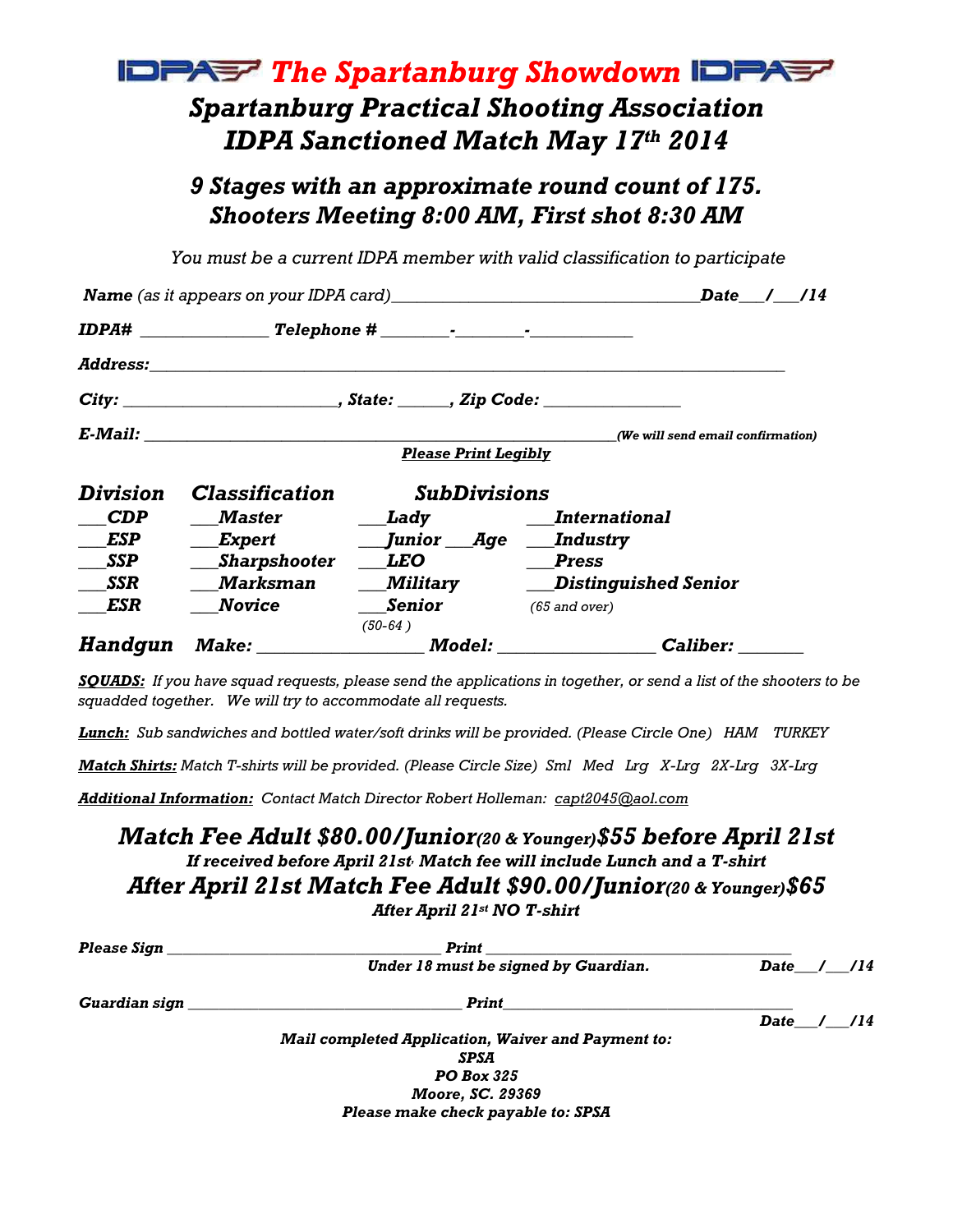# IDPA The Spartanburg Showdown IDPA

## *Spartanburg Practical Shooting Association*
## *IDPA Sanctioned Match May 17th 2014*

### *9 Stages with an approximate round count of 175.*
### *Shooters Meeting 8:00 AM, First shot 8:30 AM*

*You must be a current IDPA member with valid classification to participate*

***Name*** *(as it appears on your IDPA card)*\_\_\_\_\_\_\_\_\_\_\_\_\_\_\_\_\_\_\_\_\_\_\_\_\_\_\_\_\_\_\_\_\_\_\_\_ ***Date***\_\_\_/\_\_\_/14

***IDPA#*** \_\_\_\_\_\_\_\_\_\_\_\_\_\_\_ ***Telephone #*** \_\_\_\_\_\_\_\_-\_\_\_\_\_\_\_\_-\_\_\_\_\_\_\_\_\_\_\_\_

***Address:***\_\_\_\_\_\_\_\_\_\_\_\_\_\_\_\_\_\_\_\_\_\_\_\_\_\_\_\_\_\_\_\_\_\_\_\_\_\_\_\_\_\_\_\_\_\_\_\_\_\_\_\_\_\_\_\_\_\_\_\_\_\_\_\_\_\_\_\_\_\_\_\_\_\_

***City:*** \_\_\_\_\_\_\_\_\_\_\_\_\_\_\_\_\_\_\_\_\_\_\_\_\_\_, ***State:*** \_\_\_\_\_\_, ***Zip Code:*** \_\_\_\_\_\_\_\_\_\_\_\_\_\_\_\_

***E-Mail:*** \_\_\_\_\_\_\_\_\_\_\_\_\_\_\_\_\_\_\_\_\_\_\_\_\_\_\_\_\_\_\_\_\_\_\_\_\_\_\_\_\_\_\_\_\_\_\_\_\_\_\_\_\_\_\_\_\_***(We will send email confirmation)***

***Please Print Legibly***

| ***Division*** | ***Classification*** | ***SubDivisions*** | |
|---|---|---|---|
| \_\_\_***CDP*** | \_\_\_***Master*** | \_\_\_***Lady*** | \_\_\_***International*** |
| \_\_\_***ESP*** | \_\_\_***Expert*** | \_\_\_***Junior*** \_\_\_***Age*** | \_\_\_***Industry*** |
| \_\_\_***SSP*** | \_\_\_***Sharpshooter*** | \_\_\_***LEO*** | \_\_\_***Press*** |
| \_\_\_***SSR*** | \_\_\_***Marksman*** | \_\_\_***Military*** | \_\_\_***Distinguished Senior*** |
| \_\_\_***ESR*** | \_\_\_***Novice*** | \_\_\_***Senior*** *(50-64 )* | *(65 and over)* |

***Handgun*** ***Make:*** \_\_\_\_\_\_\_\_\_\_\_\_\_\_\_\_\_\_ ***Model:*** \_\_\_\_\_\_\_\_\_\_\_\_\_\_\_\_\_\_ ***Caliber:*** \_\_\_\_\_\_\_

***SQUADS:*** *If you have squad requests, please send the applications in together, or send a list of the shooters to be squadded together. We will try to accommodate all requests.*

***Lunch:*** *Sub sandwiches and bottled water/soft drinks will be provided. (Please Circle One) HAM TURKEY*

***Match Shirts:*** *Match T-shirts will be provided. (Please Circle Size) Sml Med Lrg X-Lrg 2X-Lrg 3X-Lrg*

***Additional Information:*** *Contact Match Director Robert Holleman: capt2045@aol.com*

### *Match Fee Adult $80.00/Junior(20 & Younger)$55 before April 21st*
***If received before April 21st, Match fee will include Lunch and a T-shirt***
### *After April 21st Match Fee Adult $90.00/Junior(20 & Younger)$65*
***After April 21st NO T-shirt***

***Please Sign*** \_\_\_\_\_\_\_\_\_\_\_\_\_\_\_\_\_\_\_\_\_\_\_\_\_\_\_\_\_\_\_\_\_\_\_ ***Print*** \_\_\_\_\_\_\_\_\_\_\_\_\_\_\_\_\_\_\_\_\_\_\_\_\_\_\_\_\_\_\_\_\_\_\_\_\_\_\_
***Under 18 must be signed by Guardian.*** ***Date***\_\_\_/\_\_\_/14

***Guardian sign*** \_\_\_\_\_\_\_\_\_\_\_\_\_\_\_\_\_\_\_\_\_\_\_\_\_\_\_\_\_\_\_\_\_\_\_ ***Print***\_\_\_\_\_\_\_\_\_\_\_\_\_\_\_\_\_\_\_\_\_\_\_\_\_\_\_\_\_\_\_\_\_\_\_\_\_\_
***Date***\_\_\_/\_\_\_/14

***Mail completed Application, Waiver and Payment to:***
***SPSA***
***PO Box 325***
***Moore, SC. 29369***
***Please make check payable to: SPSA***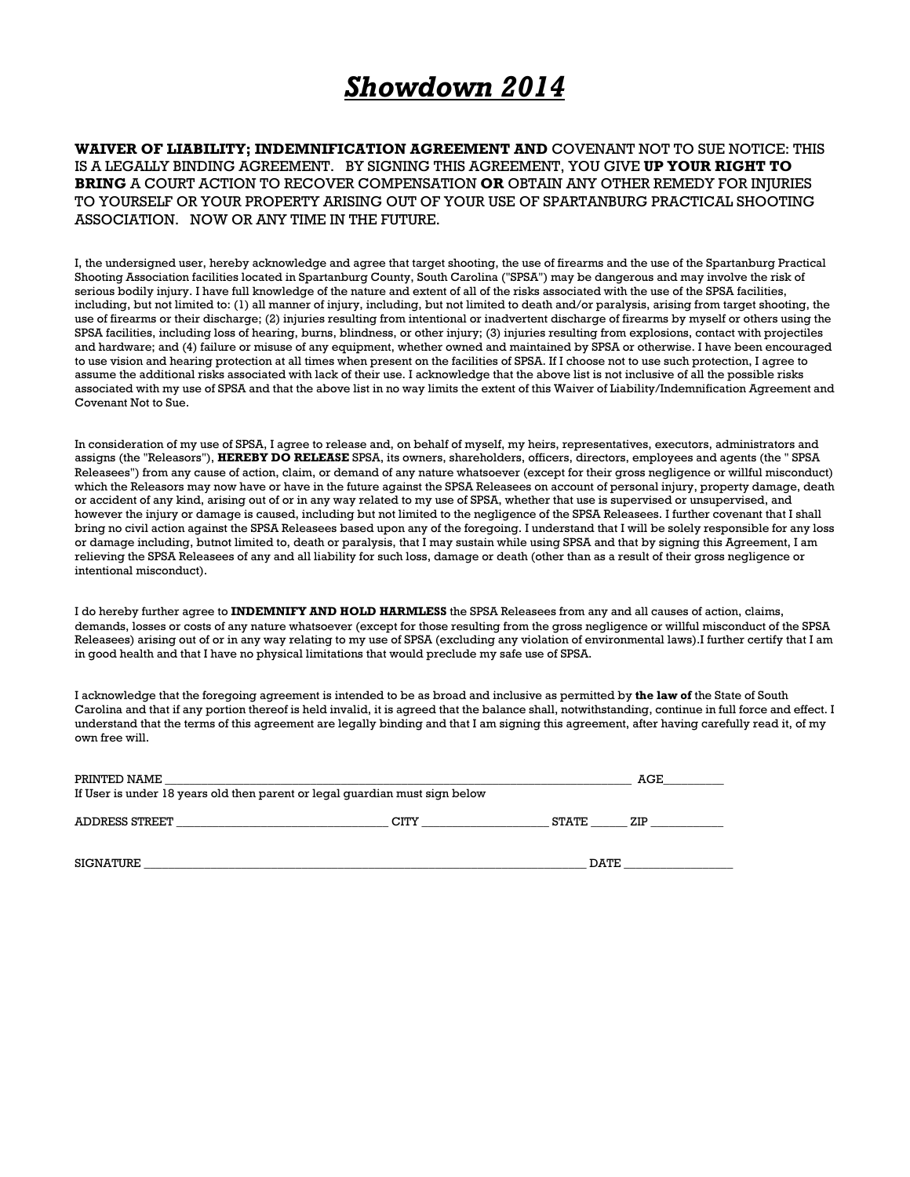# ***Showdown 2014***

**WAIVER OF LIABILITY; INDEMNIFICATION AGREEMENT AND** COVENANT NOT TO SUE NOTICE: THIS IS A LEGALLY BINDING AGREEMENT. BY SIGNING THIS AGREEMENT, YOU GIVE **UP YOUR RIGHT TO BRING** A COURT ACTION TO RECOVER COMPENSATION **OR** OBTAIN ANY OTHER REMEDY FOR INJURIES TO YOURSELF OR YOUR PROPERTY ARISING OUT OF YOUR USE OF SPARTANBURG PRACTICAL SHOOTING ASSOCIATION. NOW OR ANY TIME IN THE FUTURE.

I, the undersigned user, hereby acknowledge and agree that target shooting, the use of firearms and the use of the Spartanburg Practical Shooting Association facilities located in Spartanburg County, South Carolina ("SPSA") may be dangerous and may involve the risk of serious bodily injury. I have full knowledge of the nature and extent of all of the risks associated with the use of the SPSA facilities, including, but not limited to: (1) all manner of injury, including, but not limited to death and/or paralysis, arising from target shooting, the use of firearms or their discharge; (2) injuries resulting from intentional or inadvertent discharge of firearms by myself or others using the SPSA facilities, including loss of hearing, burns, blindness, or other injury; (3) injuries resulting from explosions, contact with projectiles and hardware; and (4) failure or misuse of any equipment, whether owned and maintained by SPSA or otherwise. I have been encouraged to use vision and hearing protection at all times when present on the facilities of SPSA. If I choose not to use such protection, I agree to assume the additional risks associated with lack of their use. I acknowledge that the above list is not inclusive of all the possible risks associated with my use of SPSA and that the above list in no way limits the extent of this Waiver of Liability/Indemnification Agreement and Covenant Not to Sue.

In consideration of my use of SPSA, I agree to release and, on behalf of myself, my heirs, representatives, executors, administrators and assigns (the "Releasors"), **HEREBY DO RELEASE** SPSA, its owners, shareholders, officers, directors, employees and agents (the " SPSA Releasees") from any cause of action, claim, or demand of any nature whatsoever (except for their gross negligence or willful misconduct) which the Releasors may now have or have in the future against the SPSA Releasees on account of personal injury, property damage, death or accident of any kind, arising out of or in any way related to my use of SPSA, whether that use is supervised or unsupervised, and however the injury or damage is caused, including but not limited to the negligence of the SPSA Releasees. I further covenant that I shall bring no civil action against the SPSA Releasees based upon any of the foregoing. I understand that I will be solely responsible for any loss or damage including, butnot limited to, death or paralysis, that I may sustain while using SPSA and that by signing this Agreement, I am relieving the SPSA Releasees of any and all liability for such loss, damage or death (other than as a result of their gross negligence or intentional misconduct).

I do hereby further agree to **INDEMNIFY AND HOLD HARMLESS** the SPSA Releasees from any and all causes of action, claims, demands, losses or costs of any nature whatsoever (except for those resulting from the gross negligence or willful misconduct of the SPSA Releasees) arising out of or in any way relating to my use of SPSA (excluding any violation of environmental laws).I further certify that I am in good health and that I have no physical limitations that would preclude my safe use of SPSA.

I acknowledge that the foregoing agreement is intended to be as broad and inclusive as permitted by **the law of** the State of South Carolina and that if any portion thereof is held invalid, it is agreed that the balance shall, notwithstanding, continue in full force and effect. I understand that the terms of this agreement are legally binding and that I am signing this agreement, after having carefully read it, of my own free will.

PRINTED NAME ________________________________________________________________ AGE__________

If User is under 18 years old then parent or legal guardian must sign below

ADDRESS STREET ___________________________________ CITY _____________________ STATE ______ ZIP ____________

SIGNATURE __________________________________________________________________________ DATE __________________